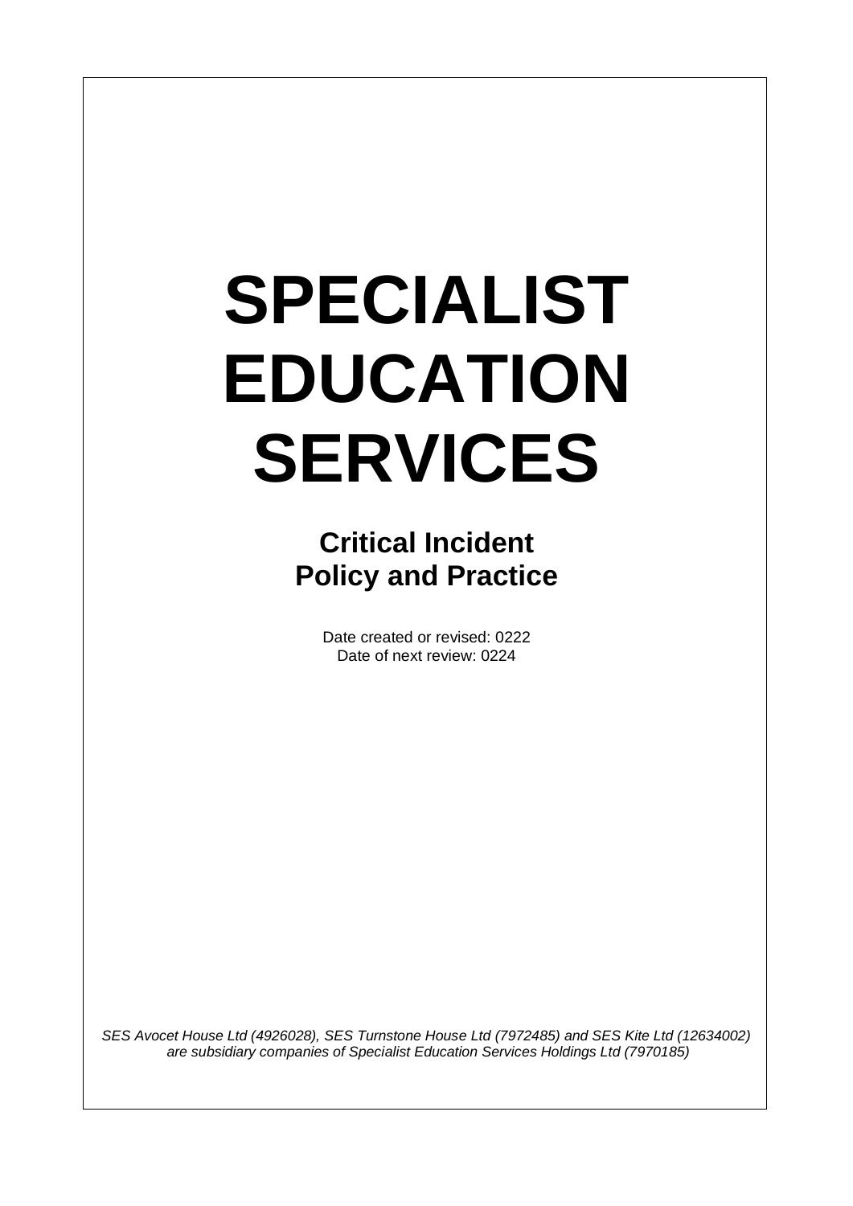# SPECIALIST EDUCATION SERVICES

## Critical Incident Policy and Practice

Date created or revised: 0222
Date of next review: 0224

*SES Avocet House Ltd (4926028), SES Turnstone House Ltd (7972485) and SES Kite Ltd (12634002) are subsidiary companies of Specialist Education Services Holdings Ltd (7970185)*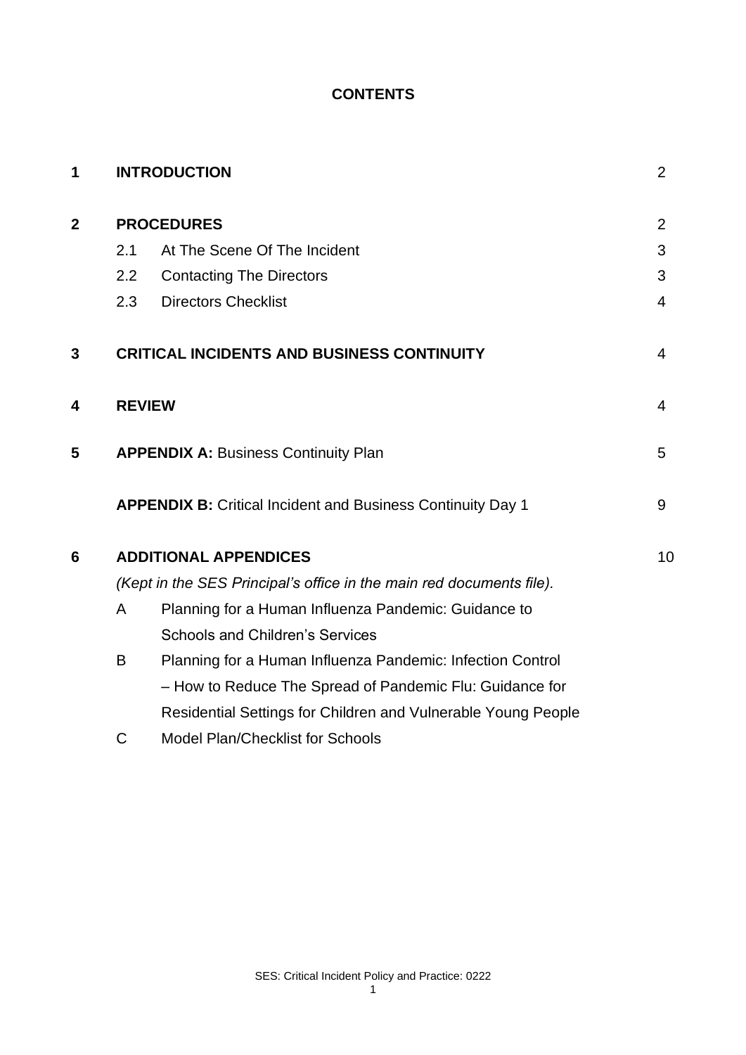**CONTENTS**

| | | | |
|---|---|---|---|
| **1** | **INTRODUCTION** | | 2 |
| **2** | **PROCEDURES** | | 2 |
| | 2.1 | At The Scene Of The Incident | 3 |
| | 2.2 | Contacting The Directors | 3 |
| | 2.3 | Directors Checklist | 4 |
| **3** | **CRITICAL INCIDENTS AND BUSINESS CONTINUITY** | | 4 |
| **4** | **REVIEW** | | 4 |
| **5** | **APPENDIX A:** Business Continuity Plan | | 5 |
| | **APPENDIX B:** Critical Incident and Business Continuity Day 1 | | 9 |
| **6** | **ADDITIONAL APPENDICES** | | 10 |
| | *(Kept in the SES Principal's office in the main red documents file).* | | |
| | A | Planning for a Human Influenza Pandemic: Guidance to Schools and Children's Services | |
| | B | Planning for a Human Influenza Pandemic: Infection Control – How to Reduce The Spread of Pandemic Flu: Guidance for Residential Settings for Children and Vulnerable Young People | |
| | C | Model Plan/Checklist for Schools | |

SES: Critical Incident Policy and Practice: 0222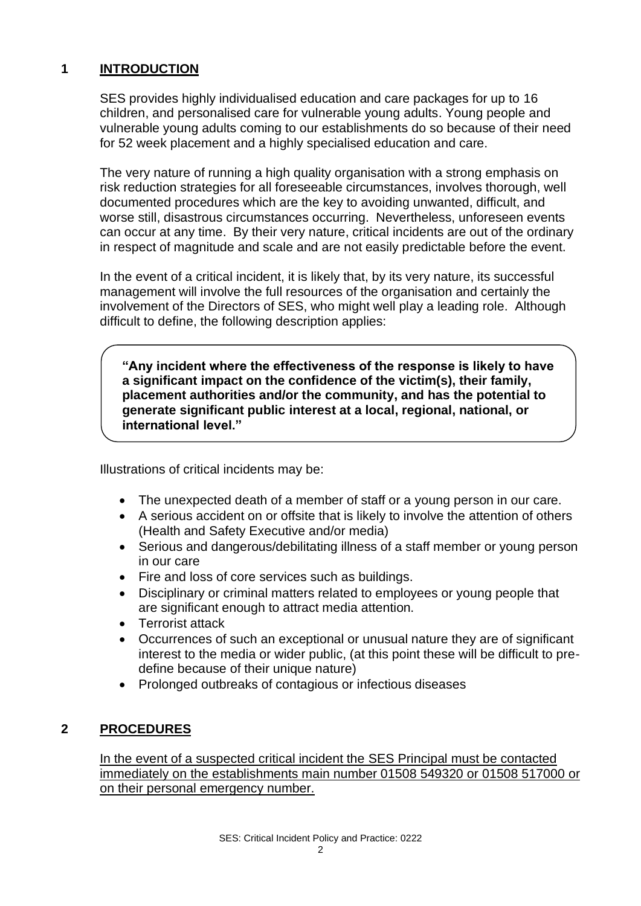## 1 INTRODUCTION

SES provides highly individualised education and care packages for up to 16 children, and personalised care for vulnerable young adults. Young people and vulnerable young adults coming to our establishments do so because of their need for 52 week placement and a highly specialised education and care.

The very nature of running a high quality organisation with a strong emphasis on risk reduction strategies for all foreseeable circumstances, involves thorough, well documented procedures which are the key to avoiding unwanted, difficult, and worse still, disastrous circumstances occurring. Nevertheless, unforeseen events can occur at any time. By their very nature, critical incidents are out of the ordinary in respect of magnitude and scale and are not easily predictable before the event.

In the event of a critical incident, it is likely that, by its very nature, its successful management will involve the full resources of the organisation and certainly the involvement of the Directors of SES, who might well play a leading role. Although difficult to define, the following description applies:

> **"Any incident where the effectiveness of the response is likely to have a significant impact on the confidence of the victim(s), their family, placement authorities and/or the community, and has the potential to generate significant public interest at a local, regional, national, or international level."**

Illustrations of critical incidents may be:

- The unexpected death of a member of staff or a young person in our care.
- A serious accident on or offsite that is likely to involve the attention of others (Health and Safety Executive and/or media)
- Serious and dangerous/debilitating illness of a staff member or young person in our care
- Fire and loss of core services such as buildings.
- Disciplinary or criminal matters related to employees or young people that are significant enough to attract media attention.
- Terrorist attack
- Occurrences of such an exceptional or unusual nature they are of significant interest to the media or wider public, (at this point these will be difficult to pre-define because of their unique nature)
- Prolonged outbreaks of contagious or infectious diseases

## 2 PROCEDURES

<u>In the event of a suspected critical incident the SES Principal must be contacted immediately on the establishments main number 01508 549320 or 01508 517000 or on their personal emergency number.</u>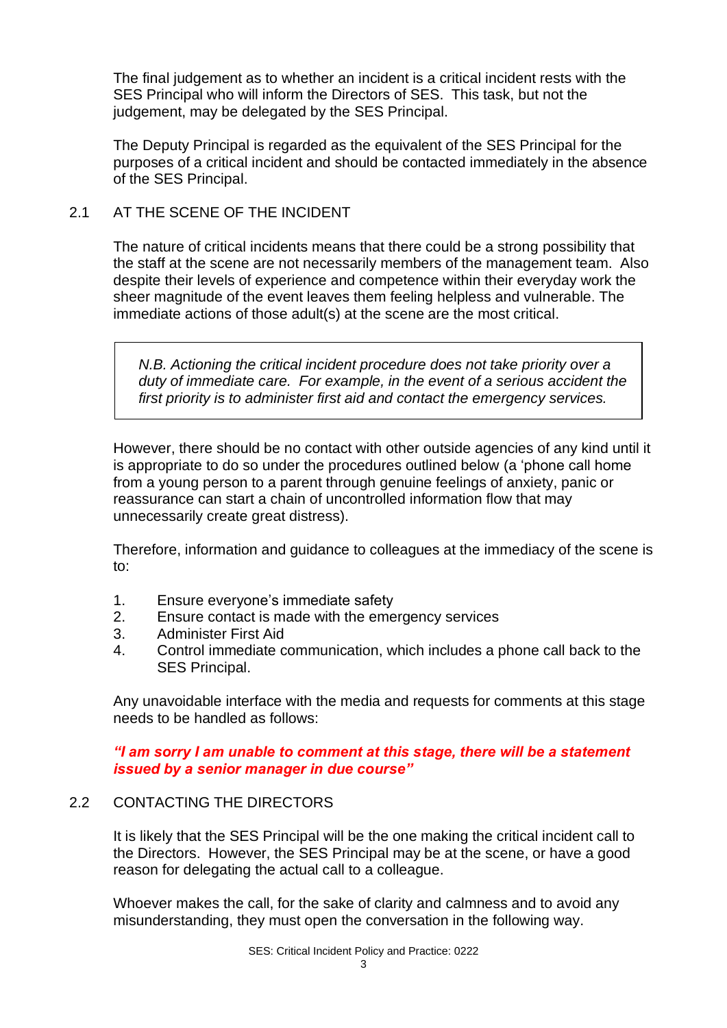The final judgement as to whether an incident is a critical incident rests with the SES Principal who will inform the Directors of SES. This task, but not the judgement, may be delegated by the SES Principal.

The Deputy Principal is regarded as the equivalent of the SES Principal for the purposes of a critical incident and should be contacted immediately in the absence of the SES Principal.

## 2.1 AT THE SCENE OF THE INCIDENT

The nature of critical incidents means that there could be a strong possibility that the staff at the scene are not necessarily members of the management team. Also despite their levels of experience and competence within their everyday work the sheer magnitude of the event leaves them feeling helpless and vulnerable. The immediate actions of those adult(s) at the scene are the most critical.

> *N.B. Actioning the critical incident procedure does not take priority over a duty of immediate care. For example, in the event of a serious accident the first priority is to administer first aid and contact the emergency services.*

However, there should be no contact with other outside agencies of any kind until it is appropriate to do so under the procedures outlined below (a 'phone call home from a young person to a parent through genuine feelings of anxiety, panic or reassurance can start a chain of uncontrolled information flow that may unnecessarily create great distress).

Therefore, information and guidance to colleagues at the immediacy of the scene is to:

1. Ensure everyone's immediate safety
2. Ensure contact is made with the emergency services
3. Administer First Aid
4. Control immediate communication, which includes a phone call back to the SES Principal.

Any unavoidable interface with the media and requests for comments at this stage needs to be handled as follows:

***"I am sorry I am unable to comment at this stage, there will be a statement issued by a senior manager in due course"***

## 2.2 CONTACTING THE DIRECTORS

It is likely that the SES Principal will be the one making the critical incident call to the Directors. However, the SES Principal may be at the scene, or have a good reason for delegating the actual call to a colleague.

Whoever makes the call, for the sake of clarity and calmness and to avoid any misunderstanding, they must open the conversation in the following way.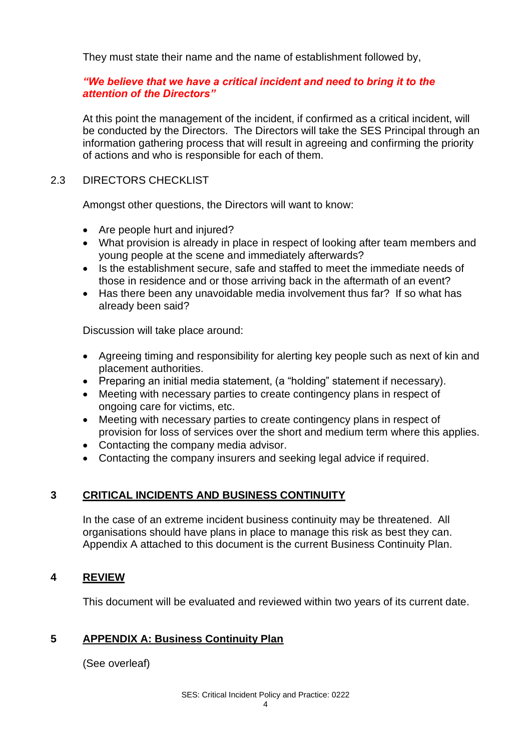They must state their name and the name of establishment followed by,

***"We believe that we have a critical incident and need to bring it to the attention of the Directors"***

At this point the management of the incident, if confirmed as a critical incident, will be conducted by the Directors. The Directors will take the SES Principal through an information gathering process that will result in agreeing and confirming the priority of actions and who is responsible for each of them.

### 2.3 DIRECTORS CHECKLIST

Amongst other questions, the Directors will want to know:

- Are people hurt and injured?
- What provision is already in place in respect of looking after team members and young people at the scene and immediately afterwards?
- Is the establishment secure, safe and staffed to meet the immediate needs of those in residence and or those arriving back in the aftermath of an event?
- Has there been any unavoidable media involvement thus far? If so what has already been said?

Discussion will take place around:

- Agreeing timing and responsibility for alerting key people such as next of kin and placement authorities.
- Preparing an initial media statement, (a "holding" statement if necessary).
- Meeting with necessary parties to create contingency plans in respect of ongoing care for victims, etc.
- Meeting with necessary parties to create contingency plans in respect of provision for loss of services over the short and medium term where this applies.
- Contacting the company media advisor.
- Contacting the company insurers and seeking legal advice if required.

## 3 CRITICAL INCIDENTS AND BUSINESS CONTINUITY

In the case of an extreme incident business continuity may be threatened. All organisations should have plans in place to manage this risk as best they can. Appendix A attached to this document is the current Business Continuity Plan.

## 4 REVIEW

This document will be evaluated and reviewed within two years of its current date.

## 5 APPENDIX A: Business Continuity Plan

(See overleaf)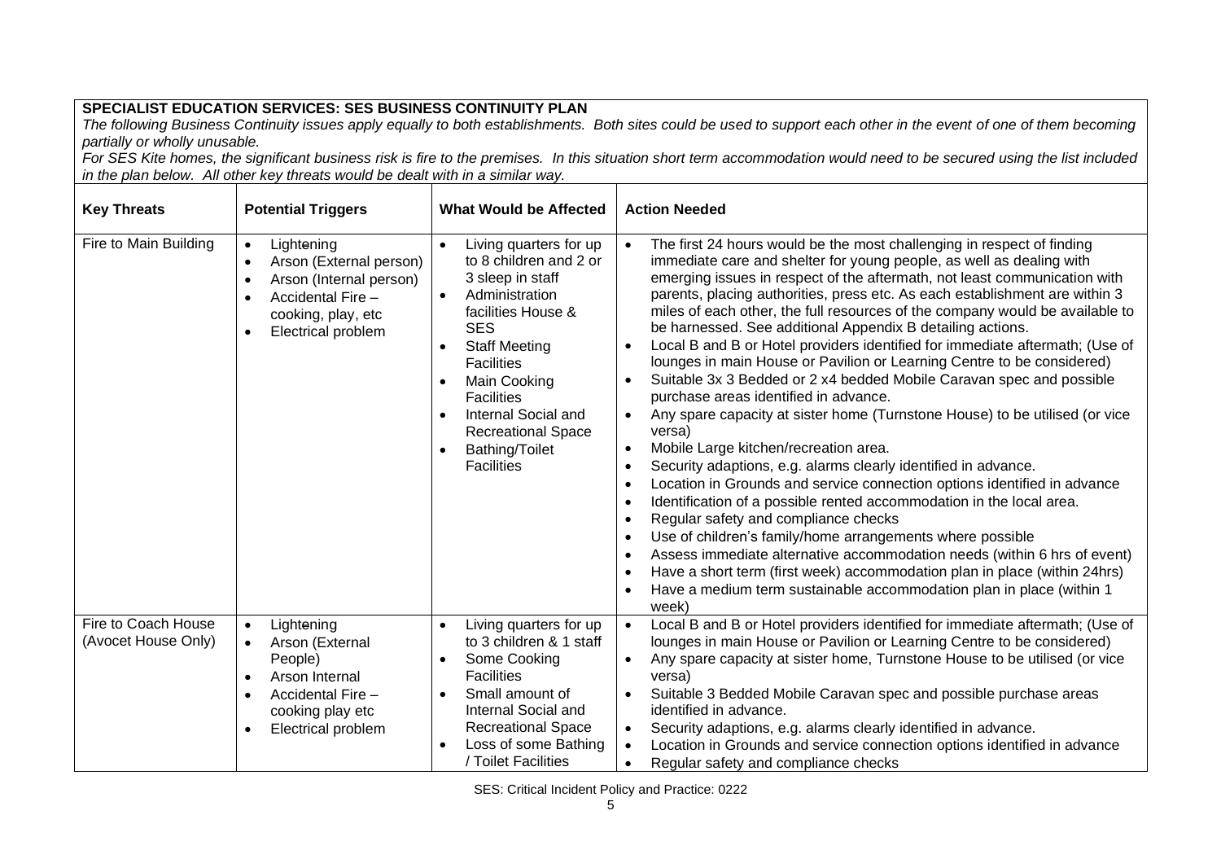**SPECIALIST EDUCATION SERVICES: SES BUSINESS CONTINUITY PLAN**

*The following Business Continuity issues apply equally to both establishments. Both sites could be used to support each other in the event of one of them becoming partially or wholly unusable.*

*For SES Kite homes, the significant business risk is fire to the premises. In this situation short term accommodation would need to be secured using the list included in the plan below. All other key threats would be dealt with in a similar way.*

| Key Threats | Potential Triggers | What Would be Affected | Action Needed |
|---|---|---|---|
| Fire to Main Building | • Lightening<br>• Arson (External person)<br>• Arson (Internal person)<br>• Accidental Fire – cooking, play, etc<br>• Electrical problem | • Living quarters for up to 8 children and 2 or 3 sleep in staff<br>• Administration facilities House & SES<br>• Staff Meeting Facilities<br>• Main Cooking Facilities<br>• Internal Social and Recreational Space<br>• Bathing/Toilet Facilities | • The first 24 hours would be the most challenging in respect of finding immediate care and shelter for young people, as well as dealing with emerging issues in respect of the aftermath, not least communication with parents, placing authorities, press etc. As each establishment are within 3 miles of each other, the full resources of the company would be available to be harnessed. See additional Appendix B detailing actions.<br>• Local B and B or Hotel providers identified for immediate aftermath; (Use of lounges in main House or Pavilion or Learning Centre to be considered)<br>• Suitable 3x 3 Bedded or 2 x4 bedded Mobile Caravan spec and possible purchase areas identified in advance.<br>• Any spare capacity at sister home (Turnstone House) to be utilised (or vice versa)<br>• Mobile Large kitchen/recreation area.<br>• Security adaptions, e.g. alarms clearly identified in advance.<br>• Location in Grounds and service connection options identified in advance<br>• Identification of a possible rented accommodation in the local area.<br>• Regular safety and compliance checks<br>• Use of children's family/home arrangements where possible<br>• Assess immediate alternative accommodation needs (within 6 hrs of event)<br>• Have a short term (first week) accommodation plan in place (within 24hrs)<br>• Have a medium term sustainable accommodation plan in place (within 1 week) |
| Fire to Coach House (Avocet House Only) | • Lightening<br>• Arson (External People)<br>• Arson Internal<br>• Accidental Fire – cooking play etc<br>• Electrical problem | • Living quarters for up to 3 children & 1 staff<br>• Some Cooking Facilities<br>• Small amount of Internal Social and Recreational Space<br>• Loss of some Bathing / Toilet Facilities | • Local B and B or Hotel providers identified for immediate aftermath; (Use of lounges in main House or Pavilion or Learning Centre to be considered)<br>• Any spare capacity at sister home, Turnstone House to be utilised (or vice versa)<br>• Suitable 3 Bedded Mobile Caravan spec and possible purchase areas identified in advance.<br>• Security adaptions, e.g. alarms clearly identified in advance.<br>• Location in Grounds and service connection options identified in advance<br>• Regular safety and compliance checks |

SES: Critical Incident Policy and Practice: 0222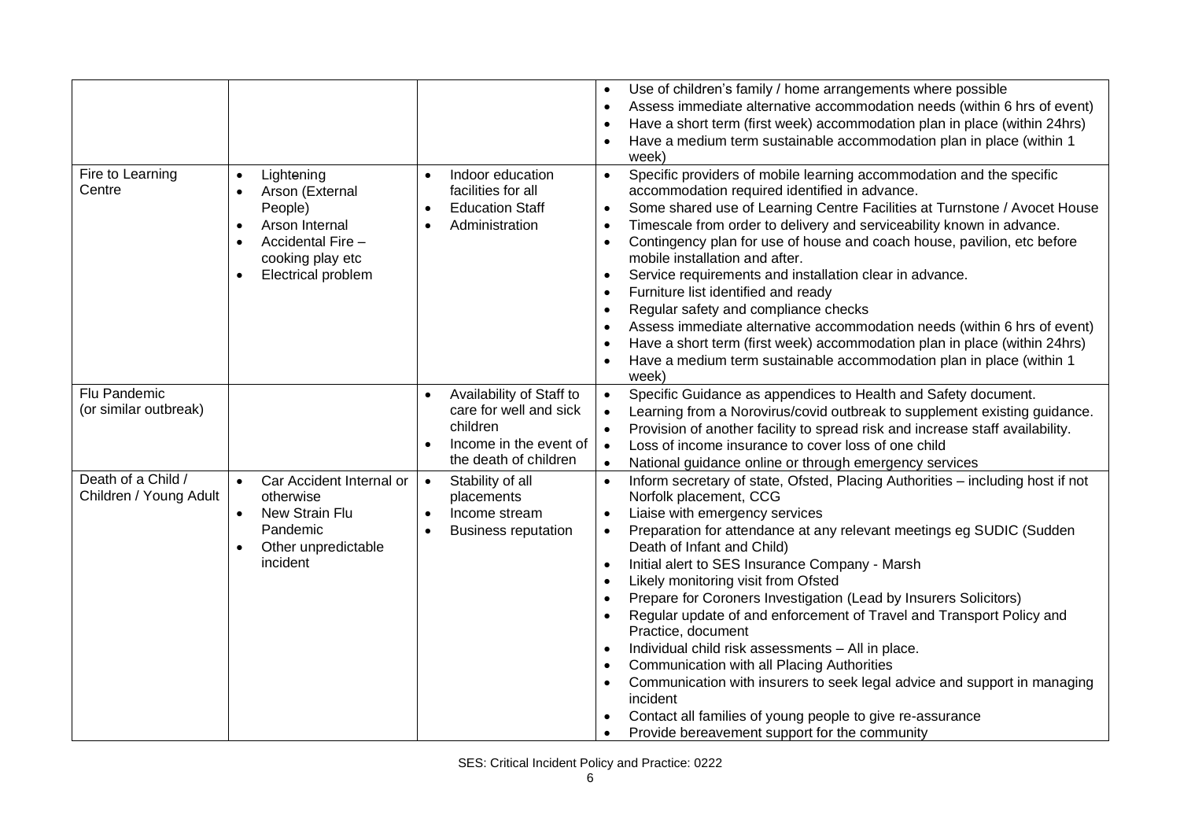| | | | |
|---|---|---|---|
| | | | • Use of children's family / home arrangements where possible<br>• Assess immediate alternative accommodation needs (within 6 hrs of event)<br>• Have a short term (first week) accommodation plan in place (within 24hrs)<br>• Have a medium term sustainable accommodation plan in place (within 1 week) |
| Fire to Learning Centre | • Lightening<br>• Arson (External People)<br>• Arson Internal<br>• Accidental Fire – cooking play etc<br>• Electrical problem | • Indoor education facilities for all<br>• Education Staff<br>• Administration | • Specific providers of mobile learning accommodation and the specific accommodation required identified in advance.<br>• Some shared use of Learning Centre Facilities at Turnstone / Avocet House<br>• Timescale from order to delivery and serviceability known in advance.<br>• Contingency plan for use of house and coach house, pavilion, etc before mobile installation and after.<br>• Service requirements and installation clear in advance.<br>• Furniture list identified and ready<br>• Regular safety and compliance checks<br>• Assess immediate alternative accommodation needs (within 6 hrs of event)<br>• Have a short term (first week) accommodation plan in place (within 24hrs)<br>• Have a medium term sustainable accommodation plan in place (within 1 week) |
| Flu Pandemic (or similar outbreak) | | • Availability of Staff to care for well and sick children<br>• Income in the event of the death of children | • Specific Guidance as appendices to Health and Safety document.<br>• Learning from a Norovirus/covid outbreak to supplement existing guidance.<br>• Provision of another facility to spread risk and increase staff availability.<br>• Loss of income insurance to cover loss of one child<br>• National guidance online or through emergency services |
| Death of a Child / Children / Young Adult | • Car Accident Internal or otherwise<br>• New Strain Flu Pandemic<br>• Other unpredictable incident | • Stability of all placements<br>• Income stream<br>• Business reputation | • Inform secretary of state, Ofsted, Placing Authorities – including host if not Norfolk placement, CCG<br>• Liaise with emergency services<br>• Preparation for attendance at any relevant meetings eg SUDIC (Sudden Death of Infant and Child)<br>• Initial alert to SES Insurance Company - Marsh<br>• Likely monitoring visit from Ofsted<br>• Prepare for Coroners Investigation (Lead by Insurers Solicitors)<br>• Regular update of and enforcement of Travel and Transport Policy and Practice, document<br>• Individual child risk assessments – All in place.<br>• Communication with all Placing Authorities<br>• Communication with insurers to seek legal advice and support in managing incident<br>• Contact all families of young people to give re-assurance<br>• Provide bereavement support for the community |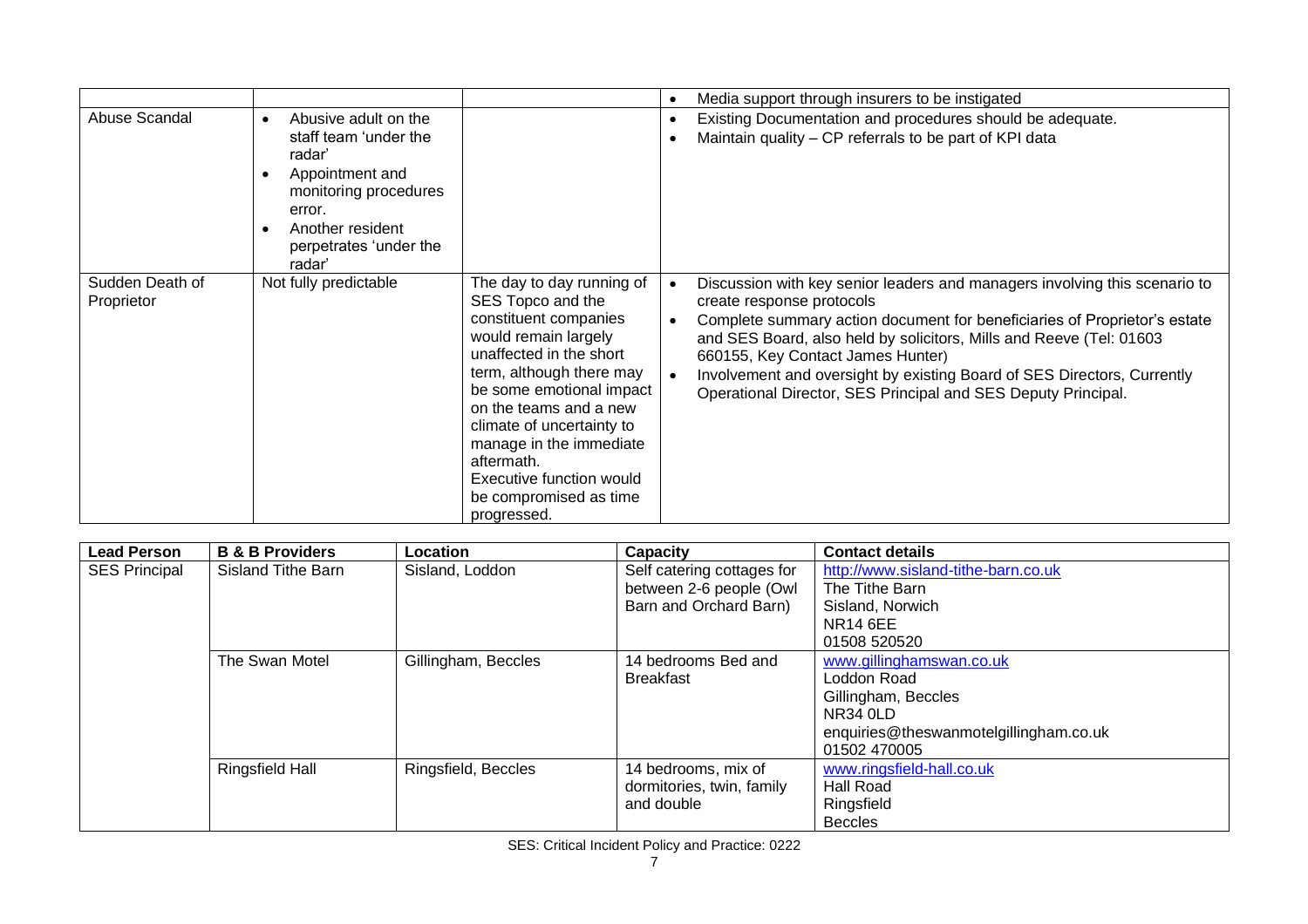| | | | |
|---|---|---|---|
| | | | • Media support through insurers to be instigated |
| Abuse Scandal | • Abusive adult on the staff team 'under the radar'<br>• Appointment and monitoring procedures error.<br>• Another resident perpetrates 'under the radar' | | • Existing Documentation and procedures should be adequate.<br>• Maintain quality – CP referrals to be part of KPI data |
| Sudden Death of Proprietor | Not fully predictable | The day to day running of SES Topco and the constituent companies would remain largely unaffected in the short term, although there may be some emotional impact on the teams and a new climate of uncertainty to manage in the immediate aftermath. Executive function would be compromised as time progressed. | • Discussion with key senior leaders and managers involving this scenario to create response protocols<br>• Complete summary action document for beneficiaries of Proprietor's estate and SES Board, also held by solicitors, Mills and Reeve (Tel: 01603 660155, Key Contact James Hunter)<br>• Involvement and oversight by existing Board of SES Directors, Currently Operational Director, SES Principal and SES Deputy Principal. |

| Lead Person | B & B Providers | Location | Capacity | Contact details |
|---|---|---|---|---|
| SES Principal | Sisland Tithe Barn | Sisland, Loddon | Self catering cottages for between 2-6 people (Owl Barn and Orchard Barn) | http://www.sisland-tithe-barn.co.uk<br>The Tithe Barn<br>Sisland, Norwich<br>NR14 6EE<br>01508 520520 |
| | The Swan Motel | Gillingham, Beccles | 14 bedrooms Bed and Breakfast | www.gillinghamswan.co.uk<br>Loddon Road<br>Gillingham, Beccles<br>NR34 0LD<br>enquiries@theswanmotelgillingham.co.uk<br>01502 470005 |
| | Ringsfield Hall | Ringsfield, Beccles | 14 bedrooms, mix of dormitories, twin, family and double | www.ringsfield-hall.co.uk<br>Hall Road<br>Ringsfield<br>Beccles |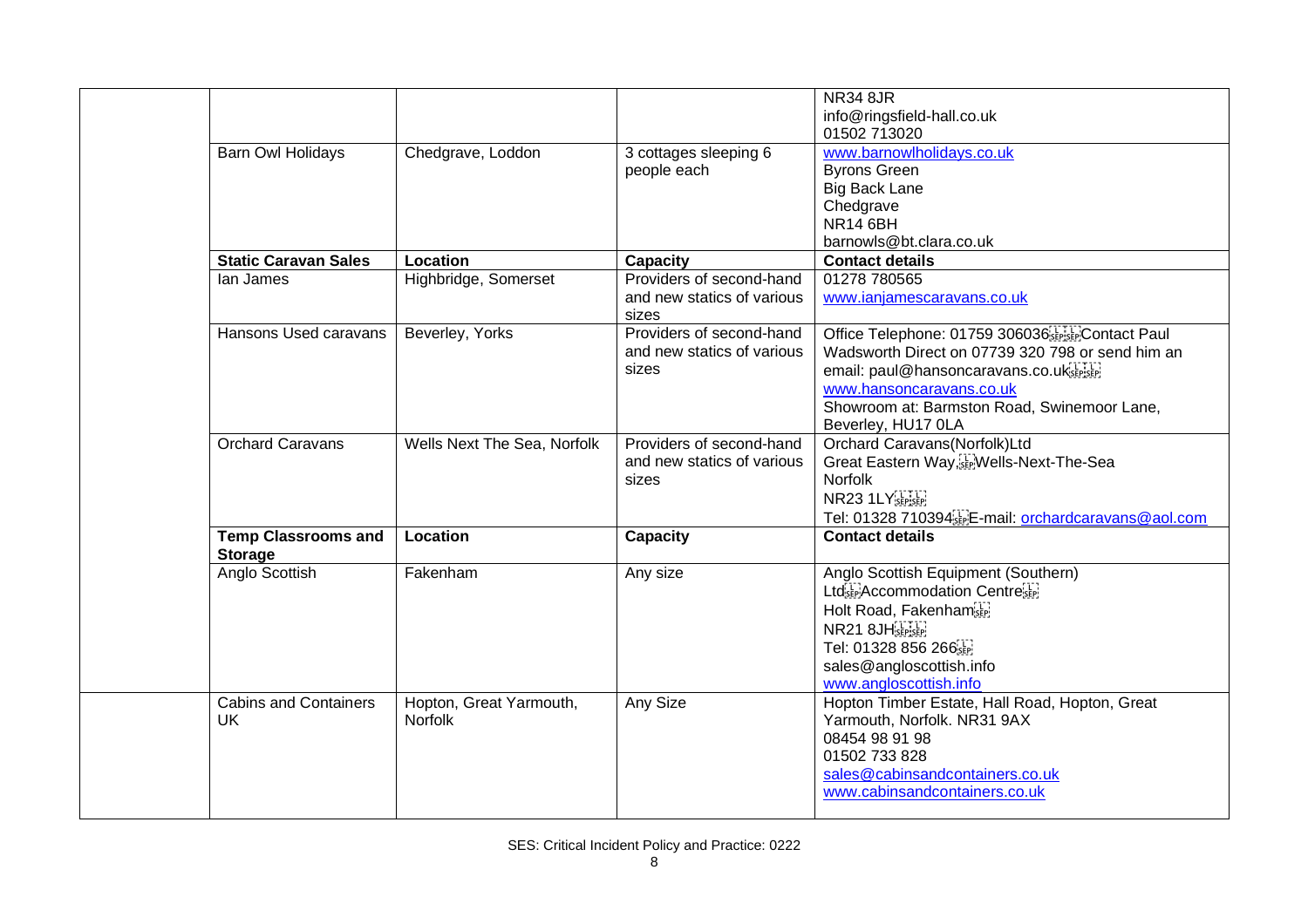| | | | | |
|---|---|---|---|---|
| | | | | NR34 8JR<br>info@ringsfield-hall.co.uk<br>01502 713020 |
| | Barn Owl Holidays | Chedgrave, Loddon | 3 cottages sleeping 6 people each | www.barnowlholidays.co.uk<br>Byrons Green<br>Big Back Lane<br>Chedgrave<br>NR14 6BH<br>barnowls@bt.clara.co.uk |
| | **Static Caravan Sales** | **Location** | **Capacity** | **Contact details** |
| | Ian James | Highbridge, Somerset | Providers of second-hand and new statics of various sizes | 01278 780565<br>www.ianjamescaravans.co.uk |
| | Hansons Used caravans | Beverley, Yorks | Providers of second-hand and new statics of various sizes | Office Telephone: 01759 306036 Contact Paul Wadsworth Direct on 07739 320 798 or send him an email: paul@hansoncaravans.co.uk<br>www.hansoncaravans.co.uk<br>Showroom at: Barmston Road, Swinemoor Lane, Beverley, HU17 0LA |
| | Orchard Caravans | Wells Next The Sea, Norfolk | Providers of second-hand and new statics of various sizes | Orchard Caravans(Norfolk)Ltd<br>Great Eastern Way, Wells-Next-The-Sea<br>Norfolk<br>NR23 1LY<br>Tel: 01328 710394 E-mail: orchardcaravans@aol.com |
| | **Temp Classrooms and Storage** | **Location** | **Capacity** | **Contact details** |
| | Anglo Scottish | Fakenham | Any size | Anglo Scottish Equipment (Southern) Ltd Accommodation Centre<br>Holt Road, Fakenham<br>NR21 8JH<br>Tel: 01328 856 266<br>sales@angloscottish.info<br>www.angloscottish.info |
| | Cabins and Containers UK | Hopton, Great Yarmouth, Norfolk | Any Size | Hopton Timber Estate, Hall Road, Hopton, Great Yarmouth, Norfolk. NR31 9AX<br>08454 98 91 98<br>01502 733 828<br>sales@cabinsandcontainers.co.uk<br>www.cabinsandcontainers.co.uk |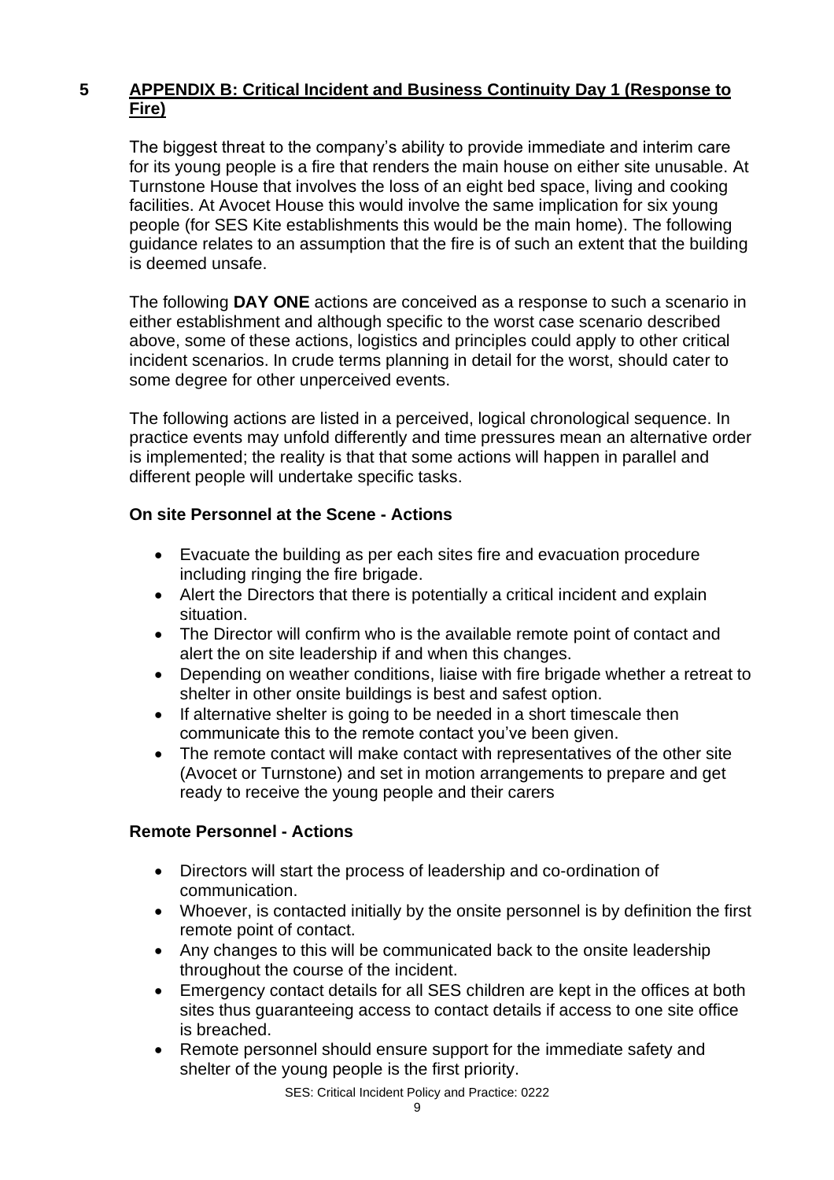## 5 APPENDIX B: Critical Incident and Business Continuity Day 1 (Response to Fire)

The biggest threat to the company's ability to provide immediate and interim care for its young people is a fire that renders the main house on either site unusable. At Turnstone House that involves the loss of an eight bed space, living and cooking facilities. At Avocet House this would involve the same implication for six young people (for SES Kite establishments this would be the main home). The following guidance relates to an assumption that the fire is of such an extent that the building is deemed unsafe.

The following **DAY ONE** actions are conceived as a response to such a scenario in either establishment and although specific to the worst case scenario described above, some of these actions, logistics and principles could apply to other critical incident scenarios. In crude terms planning in detail for the worst, should cater to some degree for other unperceived events.

The following actions are listed in a perceived, logical chronological sequence. In practice events may unfold differently and time pressures mean an alternative order is implemented; the reality is that that some actions will happen in parallel and different people will undertake specific tasks.

### On site Personnel at the Scene - Actions

- Evacuate the building as per each sites fire and evacuation procedure including ringing the fire brigade.
- Alert the Directors that there is potentially a critical incident and explain situation.
- The Director will confirm who is the available remote point of contact and alert the on site leadership if and when this changes.
- Depending on weather conditions, liaise with fire brigade whether a retreat to shelter in other onsite buildings is best and safest option.
- If alternative shelter is going to be needed in a short timescale then communicate this to the remote contact you've been given.
- The remote contact will make contact with representatives of the other site (Avocet or Turnstone) and set in motion arrangements to prepare and get ready to receive the young people and their carers

### Remote Personnel - Actions

- Directors will start the process of leadership and co-ordination of communication.
- Whoever, is contacted initially by the onsite personnel is by definition the first remote point of contact.
- Any changes to this will be communicated back to the onsite leadership throughout the course of the incident.
- Emergency contact details for all SES children are kept in the offices at both sites thus guaranteeing access to contact details if access to one site office is breached.
- Remote personnel should ensure support for the immediate safety and shelter of the young people is the first priority.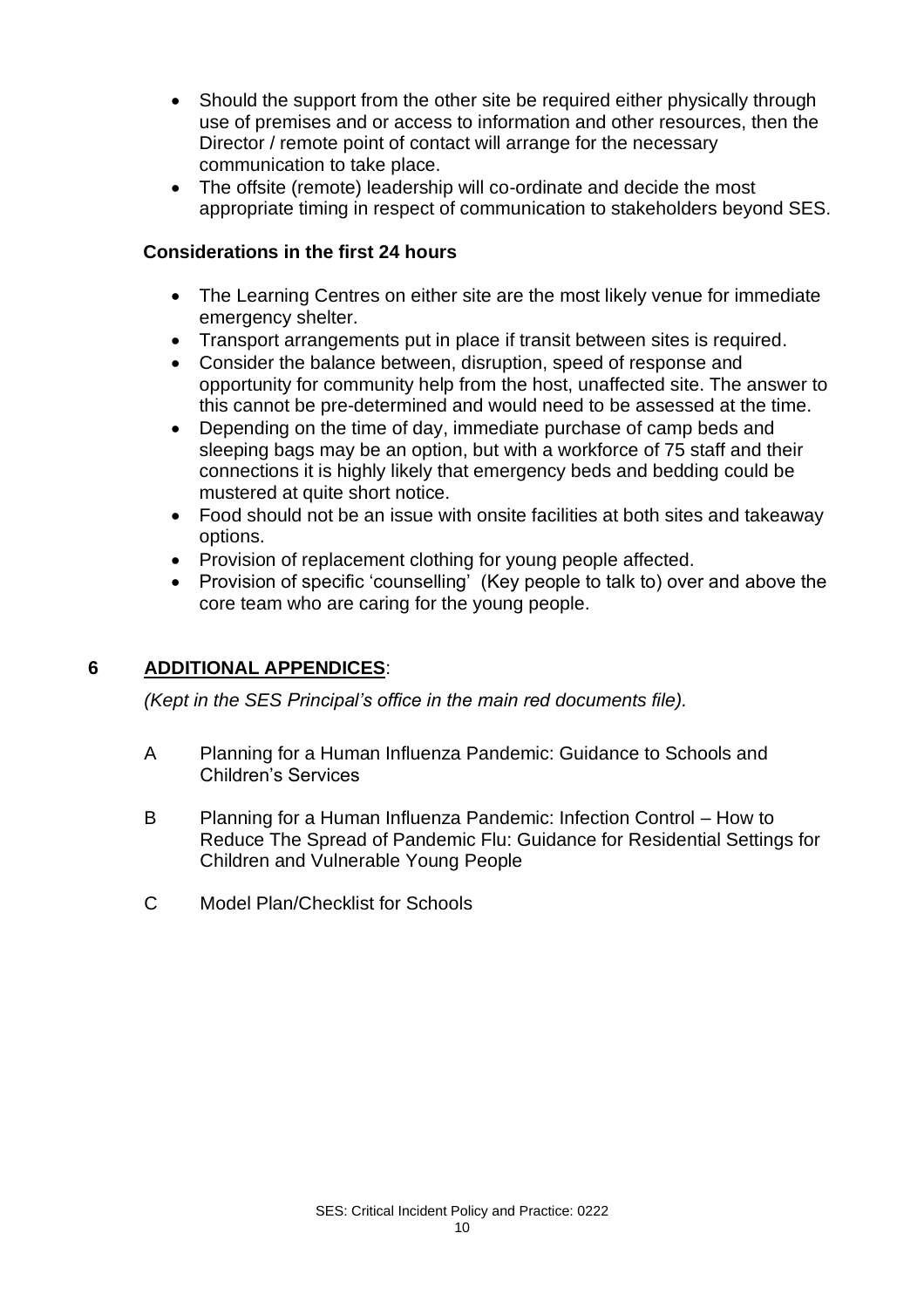- Should the support from the other site be required either physically through use of premises and or access to information and other resources, then the Director / remote point of contact will arrange for the necessary communication to take place.
- The offsite (remote) leadership will co-ordinate and decide the most appropriate timing in respect of communication to stakeholders beyond SES.

**Considerations in the first 24 hours**

- The Learning Centres on either site are the most likely venue for immediate emergency shelter.
- Transport arrangements put in place if transit between sites is required.
- Consider the balance between, disruption, speed of response and opportunity for community help from the host, unaffected site. The answer to this cannot be pre-determined and would need to be assessed at the time.
- Depending on the time of day, immediate purchase of camp beds and sleeping bags may be an option, but with a workforce of 75 staff and their connections it is highly likely that emergency beds and bedding could be mustered at quite short notice.
- Food should not be an issue with onsite facilities at both sites and takeaway options.
- Provision of replacement clothing for young people affected.
- Provision of specific 'counselling' (Key people to talk to) over and above the core team who are caring for the young people.

## 6 **ADDITIONAL APPENDICES**:

*(Kept in the SES Principal's office in the main red documents file).*

A Planning for a Human Influenza Pandemic: Guidance to Schools and Children's Services

B Planning for a Human Influenza Pandemic: Infection Control – How to Reduce The Spread of Pandemic Flu: Guidance for Residential Settings for Children and Vulnerable Young People

C Model Plan/Checklist for Schools